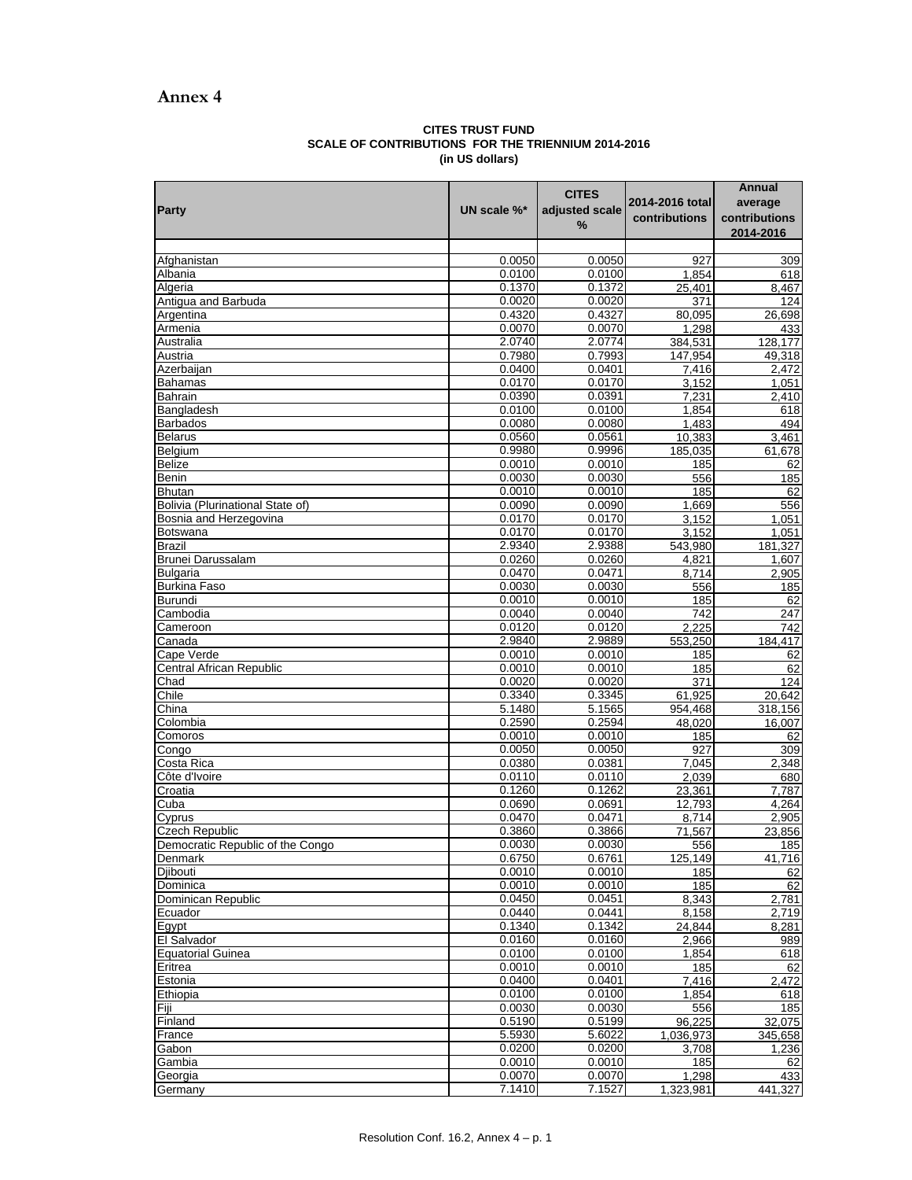# Annex 4

**CITES TRUST FUND**
**SCALE OF CONTRIBUTIONS FOR THE TRIENNIUM 2014-2016**
**(in US dollars)**

| Party | UN scale %* | CITES adjusted scale % | 2014-2016 total contributions | Annual average contributions 2014-2016 |
|---|---|---|---|---|
| Afghanistan | 0.0050 | 0.0050 | 927 | 309 |
| Albania | 0.0100 | 0.0100 | 1,854 | 618 |
| Algeria | 0.1370 | 0.1372 | 25,401 | 8,467 |
| Antigua and Barbuda | 0.0020 | 0.0020 | 371 | 124 |
| Argentina | 0.4320 | 0.4327 | 80,095 | 26,698 |
| Armenia | 0.0070 | 0.0070 | 1,298 | 433 |
| Australia | 2.0740 | 2.0774 | 384,531 | 128,177 |
| Austria | 0.7980 | 0.7993 | 147,954 | 49,318 |
| Azerbaijan | 0.0400 | 0.0401 | 7,416 | 2,472 |
| Bahamas | 0.0170 | 0.0170 | 3,152 | 1,051 |
| Bahrain | 0.0390 | 0.0391 | 7,231 | 2,410 |
| Bangladesh | 0.0100 | 0.0100 | 1,854 | 618 |
| Barbados | 0.0080 | 0.0080 | 1,483 | 494 |
| Belarus | 0.0560 | 0.0561 | 10,383 | 3,461 |
| Belgium | 0.9980 | 0.9996 | 185,035 | 61,678 |
| Belize | 0.0010 | 0.0010 | 185 | 62 |
| Benin | 0.0030 | 0.0030 | 556 | 185 |
| Bhutan | 0.0010 | 0.0010 | 185 | 62 |
| Bolivia (Plurinational State of) | 0.0090 | 0.0090 | 1,669 | 556 |
| Bosnia and Herzegovina | 0.0170 | 0.0170 | 3,152 | 1,051 |
| Botswana | 0.0170 | 0.0170 | 3,152 | 1,051 |
| Brazil | 2.9340 | 2.9388 | 543,980 | 181,327 |
| Brunei Darussalam | 0.0260 | 0.0260 | 4,821 | 1,607 |
| Bulgaria | 0.0470 | 0.0471 | 8,714 | 2,905 |
| Burkina Faso | 0.0030 | 0.0030 | 556 | 185 |
| Burundi | 0.0010 | 0.0010 | 185 | 62 |
| Cambodia | 0.0040 | 0.0040 | 742 | 247 |
| Cameroon | 0.0120 | 0.0120 | 2,225 | 742 |
| Canada | 2.9840 | 2.9889 | 553,250 | 184,417 |
| Cape Verde | 0.0010 | 0.0010 | 185 | 62 |
| Central African Republic | 0.0010 | 0.0010 | 185 | 62 |
| Chad | 0.0020 | 0.0020 | 371 | 124 |
| Chile | 0.3340 | 0.3345 | 61,925 | 20,642 |
| China | 5.1480 | 5.1565 | 954,468 | 318,156 |
| Colombia | 0.2590 | 0.2594 | 48,020 | 16,007 |
| Comoros | 0.0010 | 0.0010 | 185 | 62 |
| Congo | 0.0050 | 0.0050 | 927 | 309 |
| Costa Rica | 0.0380 | 0.0381 | 7,045 | 2,348 |
| Côte d'Ivoire | 0.0110 | 0.0110 | 2,039 | 680 |
| Croatia | 0.1260 | 0.1262 | 23,361 | 7,787 |
| Cuba | 0.0690 | 0.0691 | 12,793 | 4,264 |
| Cyprus | 0.0470 | 0.0471 | 8,714 | 2,905 |
| Czech Republic | 0.3860 | 0.3866 | 71,567 | 23,856 |
| Democratic Republic of the Congo | 0.0030 | 0.0030 | 556 | 185 |
| Denmark | 0.6750 | 0.6761 | 125,149 | 41,716 |
| Djibouti | 0.0010 | 0.0010 | 185 | 62 |
| Dominica | 0.0010 | 0.0010 | 185 | 62 |
| Dominican Republic | 0.0450 | 0.0451 | 8,343 | 2,781 |
| Ecuador | 0.0440 | 0.0441 | 8,158 | 2,719 |
| Egypt | 0.1340 | 0.1342 | 24,844 | 8,281 |
| El Salvador | 0.0160 | 0.0160 | 2,966 | 989 |
| Equatorial Guinea | 0.0100 | 0.0100 | 1,854 | 618 |
| Eritrea | 0.0010 | 0.0010 | 185 | 62 |
| Estonia | 0.0400 | 0.0401 | 7,416 | 2,472 |
| Ethiopia | 0.0100 | 0.0100 | 1,854 | 618 |
| Fiji | 0.0030 | 0.0030 | 556 | 185 |
| Finland | 0.5190 | 0.5199 | 96,225 | 32,075 |
| France | 5.5930 | 5.6022 | 1,036,973 | 345,658 |
| Gabon | 0.0200 | 0.0200 | 3,708 | 1,236 |
| Gambia | 0.0010 | 0.0010 | 185 | 62 |
| Georgia | 0.0070 | 0.0070 | 1,298 | 433 |
| Germany | 7.1410 | 7.1527 | 1,323,981 | 441,327 |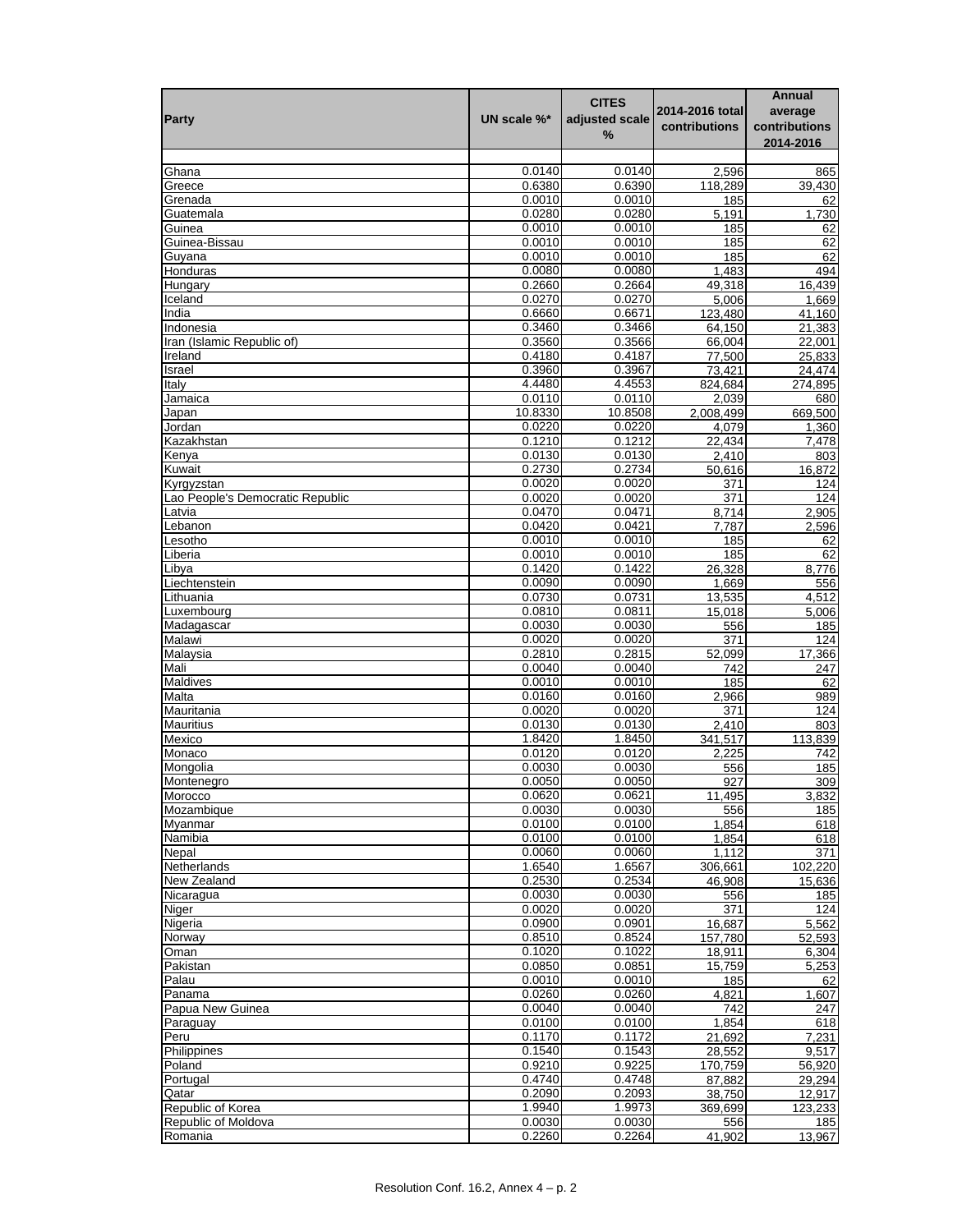| Party | UN scale %* | CITES adjusted scale % | 2014-2016 total contributions | Annual average contributions 2014-2016 |
|---|---|---|---|---|
| | | | | |
| Ghana | 0.0140 | 0.0140 | 2,596 | 865 |
| Greece | 0.6380 | 0.6390 | 118,289 | 39,430 |
| Grenada | 0.0010 | 0.0010 | 185 | 62 |
| Guatemala | 0.0280 | 0.0280 | 5,191 | 1,730 |
| Guinea | 0.0010 | 0.0010 | 185 | 62 |
| Guinea-Bissau | 0.0010 | 0.0010 | 185 | 62 |
| Guyana | 0.0010 | 0.0010 | 185 | 62 |
| Honduras | 0.0080 | 0.0080 | 1,483 | 494 |
| Hungary | 0.2660 | 0.2664 | 49,318 | 16,439 |
| Iceland | 0.0270 | 0.0270 | 5,006 | 1,669 |
| India | 0.6660 | 0.6671 | 123,480 | 41,160 |
| Indonesia | 0.3460 | 0.3466 | 64,150 | 21,383 |
| Iran (Islamic Republic of) | 0.3560 | 0.3566 | 66,004 | 22,001 |
| Ireland | 0.4180 | 0.4187 | 77,500 | 25,833 |
| Israel | 0.3960 | 0.3967 | 73,421 | 24,474 |
| Italy | 4.4480 | 4.4553 | 824,684 | 274,895 |
| Jamaica | 0.0110 | 0.0110 | 2,039 | 680 |
| Japan | 10.8330 | 10.8508 | 2,008,499 | 669,500 |
| Jordan | 0.0220 | 0.0220 | 4,079 | 1,360 |
| Kazakhstan | 0.1210 | 0.1212 | 22,434 | 7,478 |
| Kenya | 0.0130 | 0.0130 | 2,410 | 803 |
| Kuwait | 0.2730 | 0.2734 | 50,616 | 16,872 |
| Kyrgyzstan | 0.0020 | 0.0020 | 371 | 124 |
| Lao People's Democratic Republic | 0.0020 | 0.0020 | 371 | 124 |
| Latvia | 0.0470 | 0.0471 | 8,714 | 2,905 |
| Lebanon | 0.0420 | 0.0421 | 7,787 | 2,596 |
| Lesotho | 0.0010 | 0.0010 | 185 | 62 |
| Liberia | 0.0010 | 0.0010 | 185 | 62 |
| Libya | 0.1420 | 0.1422 | 26,328 | 8,776 |
| Liechtenstein | 0.0090 | 0.0090 | 1,669 | 556 |
| Lithuania | 0.0730 | 0.0731 | 13,535 | 4,512 |
| Luxembourg | 0.0810 | 0.0811 | 15,018 | 5,006 |
| Madagascar | 0.0030 | 0.0030 | 556 | 185 |
| Malawi | 0.0020 | 0.0020 | 371 | 124 |
| Malaysia | 0.2810 | 0.2815 | 52,099 | 17,366 |
| Mali | 0.0040 | 0.0040 | 742 | 247 |
| Maldives | 0.0010 | 0.0010 | 185 | 62 |
| Malta | 0.0160 | 0.0160 | 2,966 | 989 |
| Mauritania | 0.0020 | 0.0020 | 371 | 124 |
| Mauritius | 0.0130 | 0.0130 | 2,410 | 803 |
| Mexico | 1.8420 | 1.8450 | 341,517 | 113,839 |
| Monaco | 0.0120 | 0.0120 | 2,225 | 742 |
| Mongolia | 0.0030 | 0.0030 | 556 | 185 |
| Montenegro | 0.0050 | 0.0050 | 927 | 309 |
| Morocco | 0.0620 | 0.0621 | 11,495 | 3,832 |
| Mozambique | 0.0030 | 0.0030 | 556 | 185 |
| Myanmar | 0.0100 | 0.0100 | 1,854 | 618 |
| Namibia | 0.0100 | 0.0100 | 1,854 | 618 |
| Nepal | 0.0060 | 0.0060 | 1,112 | 371 |
| Netherlands | 1.6540 | 1.6567 | 306,661 | 102,220 |
| New Zealand | 0.2530 | 0.2534 | 46,908 | 15,636 |
| Nicaragua | 0.0030 | 0.0030 | 556 | 185 |
| Niger | 0.0020 | 0.0020 | 371 | 124 |
| Nigeria | 0.0900 | 0.0901 | 16,687 | 5,562 |
| Norway | 0.8510 | 0.8524 | 157,780 | 52,593 |
| Oman | 0.1020 | 0.1022 | 18,911 | 6,304 |
| Pakistan | 0.0850 | 0.0851 | 15,759 | 5,253 |
| Palau | 0.0010 | 0.0010 | 185 | 62 |
| Panama | 0.0260 | 0.0260 | 4,821 | 1,607 |
| Papua New Guinea | 0.0040 | 0.0040 | 742 | 247 |
| Paraguay | 0.0100 | 0.0100 | 1,854 | 618 |
| Peru | 0.1170 | 0.1172 | 21,692 | 7,231 |
| Philippines | 0.1540 | 0.1543 | 28,552 | 9,517 |
| Poland | 0.9210 | 0.9225 | 170,759 | 56,920 |
| Portugal | 0.4740 | 0.4748 | 87,882 | 29,294 |
| Qatar | 0.2090 | 0.2093 | 38,750 | 12,917 |
| Republic of Korea | 1.9940 | 1.9973 | 369,699 | 123,233 |
| Republic of Moldova | 0.0030 | 0.0030 | 556 | 185 |
| Romania | 0.2260 | 0.2264 | 41,902 | 13,967 |

Resolution Conf. 16.2, Annex 4 – p. 2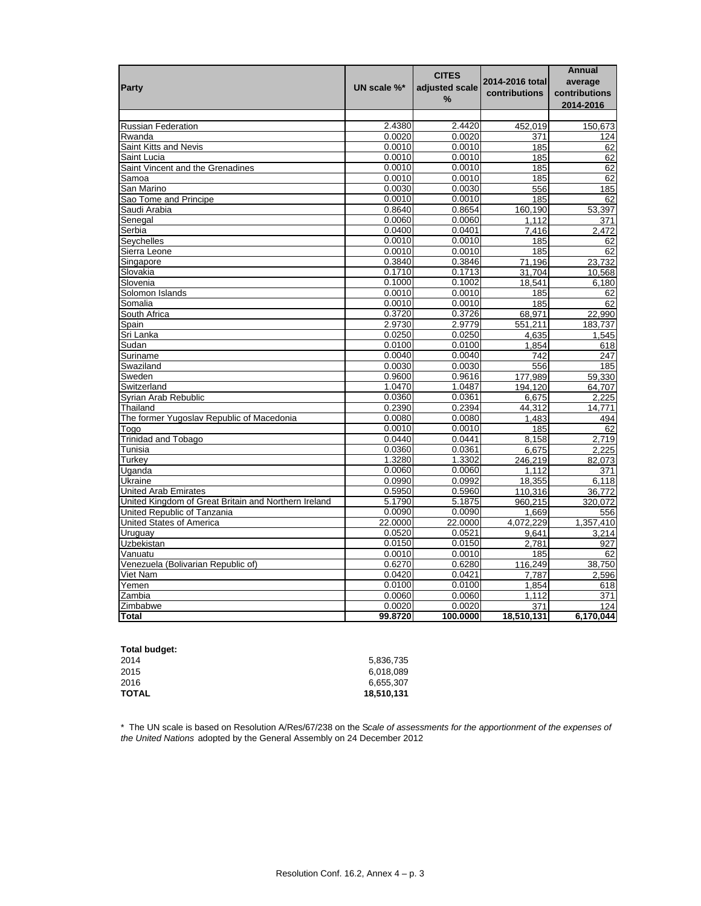| Party | UN scale %* | CITES adjusted scale % | 2014-2016 total contributions | Annual average contributions 2014-2016 |
|---|---|---|---|---|
| | | | | |
| Russian Federation | 2.4380 | 2.4420 | 452,019 | 150,673 |
| Rwanda | 0.0020 | 0.0020 | 371 | 124 |
| Saint Kitts and Nevis | 0.0010 | 0.0010 | 185 | 62 |
| Saint Lucia | 0.0010 | 0.0010 | 185 | 62 |
| Saint Vincent and the Grenadines | 0.0010 | 0.0010 | 185 | 62 |
| Samoa | 0.0010 | 0.0010 | 185 | 62 |
| San Marino | 0.0030 | 0.0030 | 556 | 185 |
| Sao Tome and Principe | 0.0010 | 0.0010 | 185 | 62 |
| Saudi Arabia | 0.8640 | 0.8654 | 160,190 | 53,397 |
| Senegal | 0.0060 | 0.0060 | 1,112 | 371 |
| Serbia | 0.0400 | 0.0401 | 7,416 | 2,472 |
| Seychelles | 0.0010 | 0.0010 | 185 | 62 |
| Sierra Leone | 0.0010 | 0.0010 | 185 | 62 |
| Singapore | 0.3840 | 0.3846 | 71,196 | 23,732 |
| Slovakia | 0.1710 | 0.1713 | 31,704 | 10,568 |
| Slovenia | 0.1000 | 0.1002 | 18,541 | 6,180 |
| Solomon Islands | 0.0010 | 0.0010 | 185 | 62 |
| Somalia | 0.0010 | 0.0010 | 185 | 62 |
| South Africa | 0.3720 | 0.3726 | 68,971 | 22,990 |
| Spain | 2.9730 | 2.9779 | 551,211 | 183,737 |
| Sri Lanka | 0.0250 | 0.0250 | 4,635 | 1,545 |
| Sudan | 0.0100 | 0.0100 | 1,854 | 618 |
| Suriname | 0.0040 | 0.0040 | 742 | 247 |
| Swaziland | 0.0030 | 0.0030 | 556 | 185 |
| Sweden | 0.9600 | 0.9616 | 177,989 | 59,330 |
| Switzerland | 1.0470 | 1.0487 | 194,120 | 64,707 |
| Syrian Arab Rebublic | 0.0360 | 0.0361 | 6,675 | 2,225 |
| Thailand | 0.2390 | 0.2394 | 44,312 | 14,771 |
| The former Yugoslav Republic of Macedonia | 0.0080 | 0.0080 | 1,483 | 494 |
| Togo | 0.0010 | 0.0010 | 185 | 62 |
| Trinidad and Tobago | 0.0440 | 0.0441 | 8,158 | 2,719 |
| Tunisia | 0.0360 | 0.0361 | 6,675 | 2,225 |
| Turkey | 1.3280 | 1.3302 | 246,219 | 82,073 |
| Uganda | 0.0060 | 0.0060 | 1,112 | 371 |
| Ukraine | 0.0990 | 0.0992 | 18,355 | 6,118 |
| United Arab Emirates | 0.5950 | 0.5960 | 110,316 | 36,772 |
| United Kingdom of Great Britain and Northern Ireland | 5.1790 | 5.1875 | 960,215 | 320,072 |
| United Republic of Tanzania | 0.0090 | 0.0090 | 1,669 | 556 |
| United States of America | 22.0000 | 22.0000 | 4,072,229 | 1,357,410 |
| Uruguay | 0.0520 | 0.0521 | 9,641 | 3,214 |
| Uzbekistan | 0.0150 | 0.0150 | 2,781 | 927 |
| Vanuatu | 0.0010 | 0.0010 | 185 | 62 |
| Venezuela (Bolivarian Republic of) | 0.6270 | 0.6280 | 116,249 | 38,750 |
| Viet Nam | 0.0420 | 0.0421 | 7,787 | 2,596 |
| Yemen | 0.0100 | 0.0100 | 1,854 | 618 |
| Zambia | 0.0060 | 0.0060 | 1,112 | 371 |
| Zimbabwe | 0.0020 | 0.0020 | 371 | 124 |
| **Total** | **99.8720** | **100.0000** | **18,510,131** | **6,170,044** |

**Total budget:**

| | |
|---|---|
| 2014 | 5,836,735 |
| 2015 | 6,018,089 |
| 2016 | 6,655,307 |
| **TOTAL** | **18,510,131** |

\* The UN scale is based on Resolution A/Res/67/238 on the S*cale of assessments for the apportionment of the expenses of the United Nations* adopted by the General Assembly on 24 December 2012